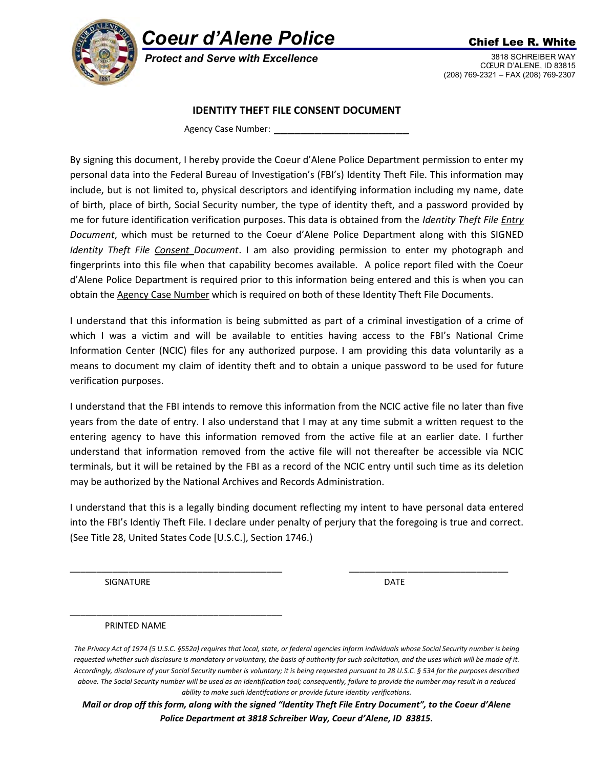# Coeur d'Alene Police

***Protect and Serve with Excellence***

**Chief Lee R. White**

3818 SCHREIBER WAY
CŒUR D'ALENE, ID 83815
(208) 769-2321 – FAX (208) 769-2307

## IDENTITY THEFT FILE CONSENT DOCUMENT

Agency Case Number: ___________________________

By signing this document, I hereby provide the Coeur d'Alene Police Department permission to enter my personal data into the Federal Bureau of Investigation's (FBI's) Identity Theft File. This information may include, but is not limited to, physical descriptors and identifying information including my name, date of birth, place of birth, Social Security number, the type of identity theft, and a password provided by me for future identification verification purposes. This data is obtained from the *Identity Theft File Entry Document*, which must be returned to the Coeur d'Alene Police Department along with this SIGNED *Identity Theft File Consent Document*. I am also providing permission to enter my photograph and fingerprints into this file when that capability becomes available. A police report filed with the Coeur d'Alene Police Department is required prior to this information being entered and this is when you can obtain the Agency Case Number which is required on both of these Identity Theft File Documents.

I understand that this information is being submitted as part of a criminal investigation of a crime of which I was a victim and will be available to entities having access to the FBI's National Crime Information Center (NCIC) files for any authorized purpose. I am providing this data voluntarily as a means to document my claim of identity theft and to obtain a unique password to be used for future verification purposes.

I understand that the FBI intends to remove this information from the NCIC active file no later than five years from the date of entry. I also understand that I may at any time submit a written request to the entering agency to have this information removed from the active file at an earlier date. I further understand that information removed from the active file will not thereafter be accessible via NCIC terminals, but it will be retained by the FBI as a record of the NCIC entry until such time as its deletion may be authorized by the National Archives and Records Administration.

I understand that this is a legally binding document reflecting my intent to have personal data entered into the FBI's Identiy Theft File. I declare under penalty of perjury that the foregoing is true and correct. (See Title 28, United States Code [U.S.C.], Section 1746.)

___________________________________________ ________________________________

SIGNATURE DATE

___________________________________________

PRINTED NAME

*The Privacy Act of 1974 (5 U.S.C. §552a) requires that local, state, or federal agencies inform individuals whose Social Security number is being requested whether such disclosure is mandatory or voluntary, the basis of authority for such solicitation, and the uses which will be made of it. Accordingly, disclosure of your Social Security number is voluntary; it is being requested pursuant to 28 U.S.C. § 534 for the purposes described above. The Social Security number will be used as an identification tool; consequently, failure to provide the number may result in a reduced ability to make such identifcations or provide future identity verifications.*

***Mail or drop off this form, along with the signed "Identity Theft File Entry Document", to the Coeur d'Alene Police Department at 3818 Schreiber Way, Coeur d'Alene, ID 83815.***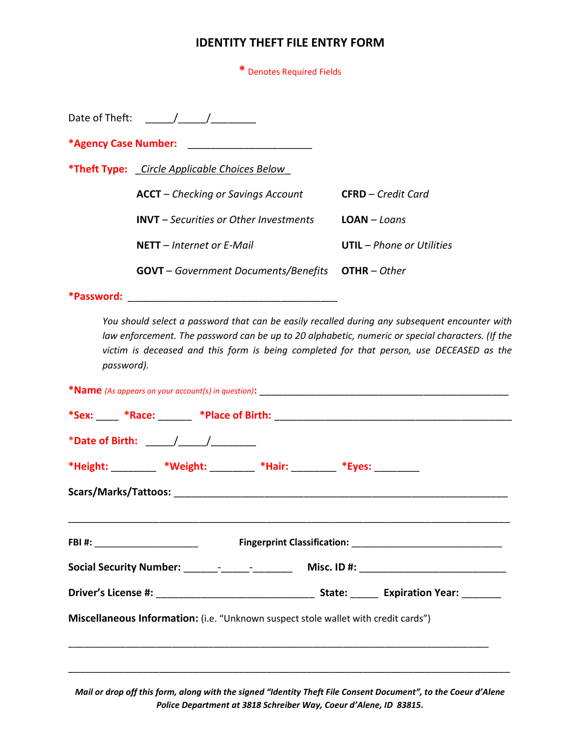# IDENTITY THEFT FILE ENTRY FORM

\* Denotes Required Fields

Date of Theft: _____/_____/________

**\*Agency Case Number:** ______________________

**\*Theft Type:** _Circle Applicable Choices Below_

| | |
|---|---|
| **ACCT** – _Checking or Savings Account_ | **CFRD** – _Credit Card_ |
| **INVT** – _Securities or Other Investments_ | **LOAN** – _Loans_ |
| **NETT** – _Internet or E-Mail_ | **UTIL** – _Phone or Utilities_ |
| **GOVT** – _Government Documents/Benefits_ | **OTHR** – _Other_ |

**\*Password:** ______________________________________

_You should select a password that can be easily recalled during any subsequent encounter with law enforcement. The password can be up to 20 alphabetic, numeric or special characters. (If the victim is deceased and this form is being completed for that person, use DECEASED as the password)._

**\*Name** _(As appears on your account(s) in question)_**:** ____________________________________________

**\*Sex:** ____ **\*Race:** ______ **\*Place of Birth:** ___________________________________________

**\*Date of Birth:** _____/_____/________

**\*Height:** ________ **\*Weight:** ________ **\*Hair:** ________ **\*Eyes:** ________

**Scars/Marks/Tattoos:** ____________________________________________________________

________________________________________________________________________________

**FBI #:** ___________________ **Fingerprint Classification:** ___________________________

**Social Security Number:** ______-_____-_______ **Misc. ID #:** __________________________

**Driver's License #:** ____________________________ **State:** _____ **Expiration Year:** _______

**Miscellaneous Information:** (i.e. "Unknown suspect stole wallet with credit cards")

____________________________________________________________________________

________________________________________________________________________________

_**Mail or drop off this form, along with the signed "Identity Theft File Consent Document", to the Coeur d'Alene Police Department at 3818 Schreiber Way, Coeur d'Alene, ID 83815.**_